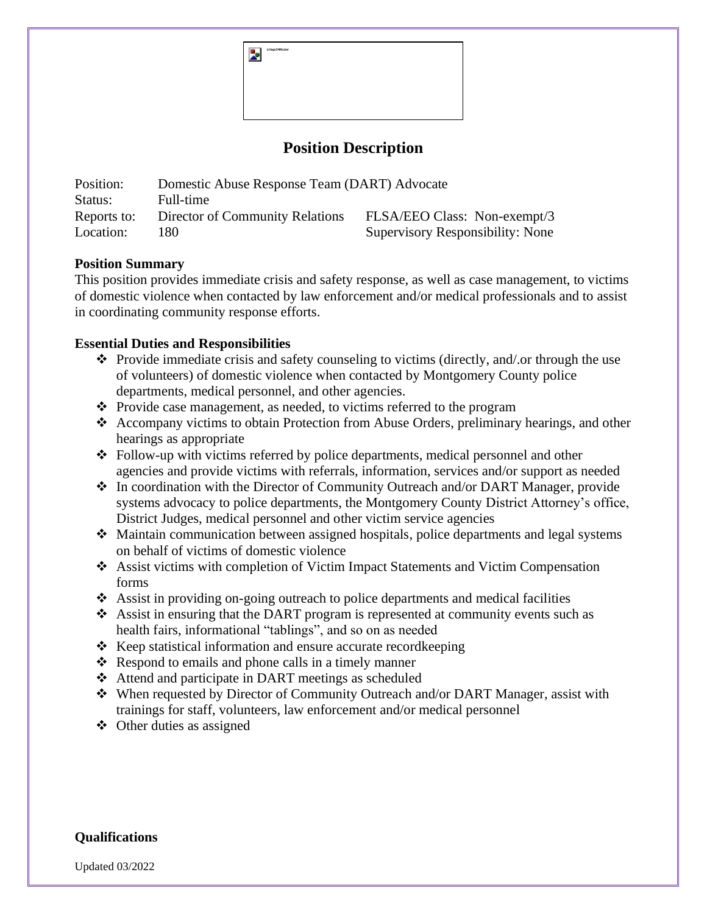# Position Description

| | | |
|---|---|---|
| Position: | Domestic Abuse Response Team (DART) Advocate | |
| Status: | Full-time | |
| Reports to: | Director of Community Relations | FLSA/EEO Class: Non-exempt/3 |
| Location: | 180 | Supervisory Responsibility: None |

**Position Summary**

This position provides immediate crisis and safety response, as well as case management, to victims of domestic violence when contacted by law enforcement and/or medical professionals and to assist in coordinating community response efforts.

**Essential Duties and Responsibilities**

- Provide immediate crisis and safety counseling to victims (directly, and/.or through the use of volunteers) of domestic violence when contacted by Montgomery County police departments, medical personnel, and other agencies.
- Provide case management, as needed, to victims referred to the program
- Accompany victims to obtain Protection from Abuse Orders, preliminary hearings, and other hearings as appropriate
- Follow-up with victims referred by police departments, medical personnel and other agencies and provide victims with referrals, information, services and/or support as needed
- In coordination with the Director of Community Outreach and/or DART Manager, provide systems advocacy to police departments, the Montgomery County District Attorney's office, District Judges, medical personnel and other victim service agencies
- Maintain communication between assigned hospitals, police departments and legal systems on behalf of victims of domestic violence
- Assist victims with completion of Victim Impact Statements and Victim Compensation forms
- Assist in providing on-going outreach to police departments and medical facilities
- Assist in ensuring that the DART program is represented at community events such as health fairs, informational "tablings", and so on as needed
- Keep statistical information and ensure accurate recordkeeping
- Respond to emails and phone calls in a timely manner
- Attend and participate in DART meetings as scheduled
- When requested by Director of Community Outreach and/or DART Manager, assist with trainings for staff, volunteers, law enforcement and/or medical personnel
- Other duties as assigned

**Qualifications**

Updated 03/2022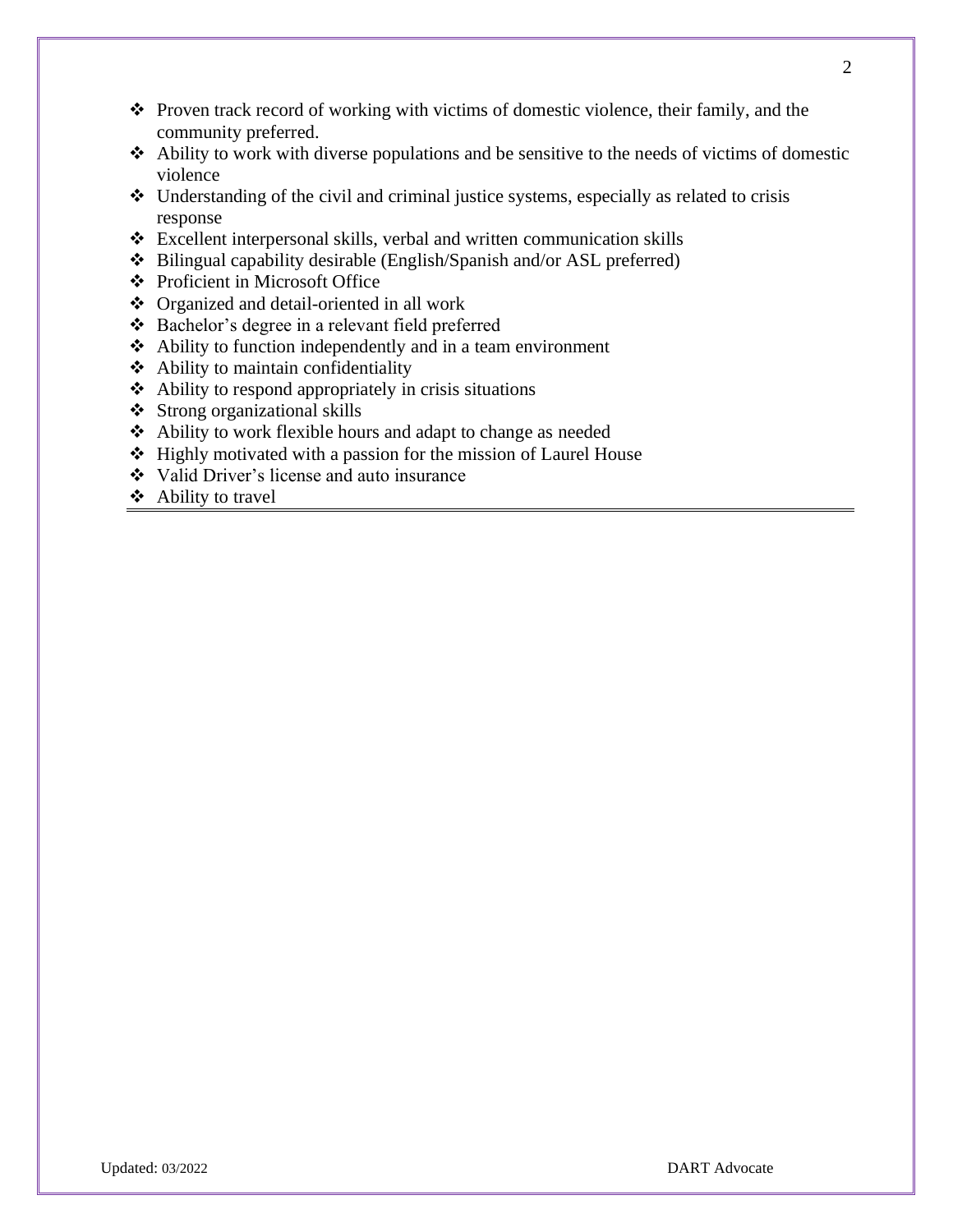- Proven track record of working with victims of domestic violence, their family, and the community preferred.
- Ability to work with diverse populations and be sensitive to the needs of victims of domestic violence
- Understanding of the civil and criminal justice systems, especially as related to crisis response
- Excellent interpersonal skills, verbal and written communication skills
- Bilingual capability desirable (English/Spanish and/or ASL preferred)
- Proficient in Microsoft Office
- Organized and detail-oriented in all work
- Bachelor's degree in a relevant field preferred
- Ability to function independently and in a team environment
- Ability to maintain confidentiality
- Ability to respond appropriately in crisis situations
- Strong organizational skills
- Ability to work flexible hours and adapt to change as needed
- Highly motivated with a passion for the mission of Laurel House
- Valid Driver's license and auto insurance
- Ability to travel